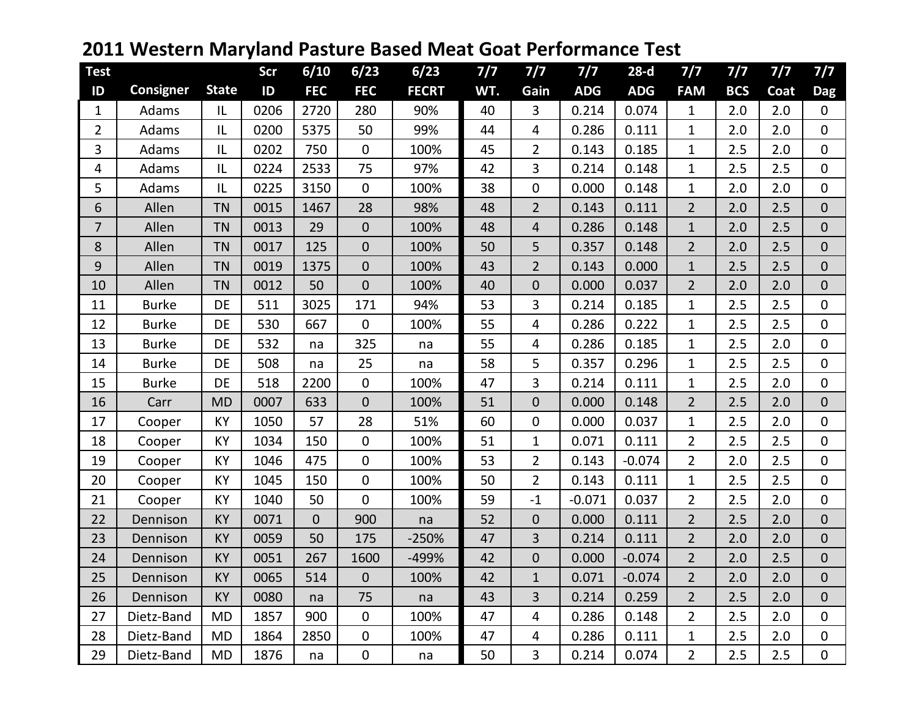# 2011 Western Maryland Pasture Based Meat Goat Performance Test

| Test ID | Consigner | State | Scr ID | 6/10 FEC | 6/23 FEC | 6/23 FECRT | 7/7 WT. | 7/7 Gain | 7/7 ADG | 28-d ADG | 7/7 FAM | 7/7 BCS | 7/7 Coat | 7/7 Dag |
|---|---|---|---|---|---|---|---|---|---|---|---|---|---|---|
| 1 | Adams | IL | 0206 | 2720 | 280 | 90% | 40 | 3 | 0.214 | 0.074 | 1 | 2.0 | 2.0 | 0 |
| 2 | Adams | IL | 0200 | 5375 | 50 | 99% | 44 | 4 | 0.286 | 0.111 | 1 | 2.0 | 2.0 | 0 |
| 3 | Adams | IL | 0202 | 750 | 0 | 100% | 45 | 2 | 0.143 | 0.185 | 1 | 2.5 | 2.0 | 0 |
| 4 | Adams | IL | 0224 | 2533 | 75 | 97% | 42 | 3 | 0.214 | 0.148 | 1 | 2.5 | 2.5 | 0 |
| 5 | Adams | IL | 0225 | 3150 | 0 | 100% | 38 | 0 | 0.000 | 0.148 | 1 | 2.0 | 2.0 | 0 |
| 6 | Allen | TN | 0015 | 1467 | 28 | 98% | 48 | 2 | 0.143 | 0.111 | 2 | 2.0 | 2.5 | 0 |
| 7 | Allen | TN | 0013 | 29 | 0 | 100% | 48 | 4 | 0.286 | 0.148 | 1 | 2.0 | 2.5 | 0 |
| 8 | Allen | TN | 0017 | 125 | 0 | 100% | 50 | 5 | 0.357 | 0.148 | 2 | 2.0 | 2.5 | 0 |
| 9 | Allen | TN | 0019 | 1375 | 0 | 100% | 43 | 2 | 0.143 | 0.000 | 1 | 2.5 | 2.5 | 0 |
| 10 | Allen | TN | 0012 | 50 | 0 | 100% | 40 | 0 | 0.000 | 0.037 | 2 | 2.0 | 2.0 | 0 |
| 11 | Burke | DE | 511 | 3025 | 171 | 94% | 53 | 3 | 0.214 | 0.185 | 1 | 2.5 | 2.5 | 0 |
| 12 | Burke | DE | 530 | 667 | 0 | 100% | 55 | 4 | 0.286 | 0.222 | 1 | 2.5 | 2.5 | 0 |
| 13 | Burke | DE | 532 | na | 325 | na | 55 | 4 | 0.286 | 0.185 | 1 | 2.5 | 2.0 | 0 |
| 14 | Burke | DE | 508 | na | 25 | na | 58 | 5 | 0.357 | 0.296 | 1 | 2.5 | 2.5 | 0 |
| 15 | Burke | DE | 518 | 2200 | 0 | 100% | 47 | 3 | 0.214 | 0.111 | 1 | 2.5 | 2.0 | 0 |
| 16 | Carr | MD | 0007 | 633 | 0 | 100% | 51 | 0 | 0.000 | 0.148 | 2 | 2.5 | 2.0 | 0 |
| 17 | Cooper | KY | 1050 | 57 | 28 | 51% | 60 | 0 | 0.000 | 0.037 | 1 | 2.5 | 2.0 | 0 |
| 18 | Cooper | KY | 1034 | 150 | 0 | 100% | 51 | 1 | 0.071 | 0.111 | 2 | 2.5 | 2.5 | 0 |
| 19 | Cooper | KY | 1046 | 475 | 0 | 100% | 53 | 2 | 0.143 | -0.074 | 2 | 2.0 | 2.5 | 0 |
| 20 | Cooper | KY | 1045 | 150 | 0 | 100% | 50 | 2 | 0.143 | 0.111 | 1 | 2.5 | 2.5 | 0 |
| 21 | Cooper | KY | 1040 | 50 | 0 | 100% | 59 | -1 | -0.071 | 0.037 | 2 | 2.5 | 2.0 | 0 |
| 22 | Dennison | KY | 0071 | 0 | 900 | na | 52 | 0 | 0.000 | 0.111 | 2 | 2.5 | 2.0 | 0 |
| 23 | Dennison | KY | 0059 | 50 | 175 | -250% | 47 | 3 | 0.214 | 0.111 | 2 | 2.0 | 2.0 | 0 |
| 24 | Dennison | KY | 0051 | 267 | 1600 | -499% | 42 | 0 | 0.000 | -0.074 | 2 | 2.0 | 2.5 | 0 |
| 25 | Dennison | KY | 0065 | 514 | 0 | 100% | 42 | 1 | 0.071 | -0.074 | 2 | 2.0 | 2.0 | 0 |
| 26 | Dennison | KY | 0080 | na | 75 | na | 43 | 3 | 0.214 | 0.259 | 2 | 2.5 | 2.0 | 0 |
| 27 | Dietz-Band | MD | 1857 | 900 | 0 | 100% | 47 | 4 | 0.286 | 0.148 | 2 | 2.5 | 2.0 | 0 |
| 28 | Dietz-Band | MD | 1864 | 2850 | 0 | 100% | 47 | 4 | 0.286 | 0.111 | 1 | 2.5 | 2.0 | 0 |
| 29 | Dietz-Band | MD | 1876 | na | 0 | na | 50 | 3 | 0.214 | 0.074 | 2 | 2.5 | 2.5 | 0 |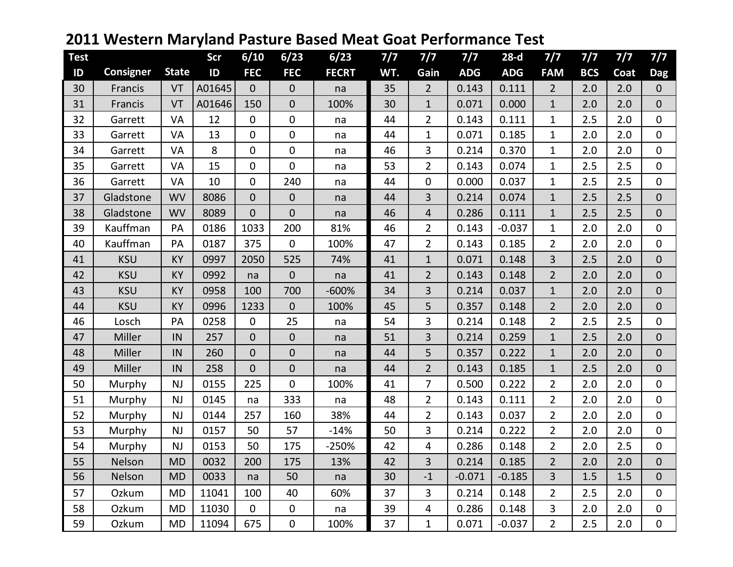# 2011 Western Maryland Pasture Based Meat Goat Performance Test

| Test ID | Consigner | State | Scr ID | 6/10 FEC | 6/23 FEC | 6/23 FECRT | 7/7 WT. | 7/7 Gain | 7/7 ADG | 28-d ADG | 7/7 FAM | 7/7 BCS | 7/7 Coat | 7/7 Dag |
|---|---|---|---|---|---|---|---|---|---|---|---|---|---|---|
| 30 | Francis | VT | A01645 | 0 | 0 | na | 35 | 2 | 0.143 | 0.111 | 2 | 2.0 | 2.0 | 0 |
| 31 | Francis | VT | A01646 | 150 | 0 | 100% | 30 | 1 | 0.071 | 0.000 | 1 | 2.0 | 2.0 | 0 |
| 32 | Garrett | VA | 12 | 0 | 0 | na | 44 | 2 | 0.143 | 0.111 | 1 | 2.5 | 2.0 | 0 |
| 33 | Garrett | VA | 13 | 0 | 0 | na | 44 | 1 | 0.071 | 0.185 | 1 | 2.0 | 2.0 | 0 |
| 34 | Garrett | VA | 8 | 0 | 0 | na | 46 | 3 | 0.214 | 0.370 | 1 | 2.0 | 2.0 | 0 |
| 35 | Garrett | VA | 15 | 0 | 0 | na | 53 | 2 | 0.143 | 0.074 | 1 | 2.5 | 2.5 | 0 |
| 36 | Garrett | VA | 10 | 0 | 240 | na | 44 | 0 | 0.000 | 0.037 | 1 | 2.5 | 2.5 | 0 |
| 37 | Gladstone | WV | 8086 | 0 | 0 | na | 44 | 3 | 0.214 | 0.074 | 1 | 2.5 | 2.5 | 0 |
| 38 | Gladstone | WV | 8089 | 0 | 0 | na | 46 | 4 | 0.286 | 0.111 | 1 | 2.5 | 2.5 | 0 |
| 39 | Kauffman | PA | 0186 | 1033 | 200 | 81% | 46 | 2 | 0.143 | -0.037 | 1 | 2.0 | 2.0 | 0 |
| 40 | Kauffman | PA | 0187 | 375 | 0 | 100% | 47 | 2 | 0.143 | 0.185 | 2 | 2.0 | 2.0 | 0 |
| 41 | KSU | KY | 0997 | 2050 | 525 | 74% | 41 | 1 | 0.071 | 0.148 | 3 | 2.5 | 2.0 | 0 |
| 42 | KSU | KY | 0992 | na | 0 | na | 41 | 2 | 0.143 | 0.148 | 2 | 2.0 | 2.0 | 0 |
| 43 | KSU | KY | 0958 | 100 | 700 | -600% | 34 | 3 | 0.214 | 0.037 | 1 | 2.0 | 2.0 | 0 |
| 44 | KSU | KY | 0996 | 1233 | 0 | 100% | 45 | 5 | 0.357 | 0.148 | 2 | 2.0 | 2.0 | 0 |
| 46 | Losch | PA | 0258 | 0 | 25 | na | 54 | 3 | 0.214 | 0.148 | 2 | 2.5 | 2.5 | 0 |
| 47 | Miller | IN | 257 | 0 | 0 | na | 51 | 3 | 0.214 | 0.259 | 1 | 2.5 | 2.0 | 0 |
| 48 | Miller | IN | 260 | 0 | 0 | na | 44 | 5 | 0.357 | 0.222 | 1 | 2.0 | 2.0 | 0 |
| 49 | Miller | IN | 258 | 0 | 0 | na | 44 | 2 | 0.143 | 0.185 | 1 | 2.5 | 2.0 | 0 |
| 50 | Murphy | NJ | 0155 | 225 | 0 | 100% | 41 | 7 | 0.500 | 0.222 | 2 | 2.0 | 2.0 | 0 |
| 51 | Murphy | NJ | 0145 | na | 333 | na | 48 | 2 | 0.143 | 0.111 | 2 | 2.0 | 2.0 | 0 |
| 52 | Murphy | NJ | 0144 | 257 | 160 | 38% | 44 | 2 | 0.143 | 0.037 | 2 | 2.0 | 2.0 | 0 |
| 53 | Murphy | NJ | 0157 | 50 | 57 | -14% | 50 | 3 | 0.214 | 0.222 | 2 | 2.0 | 2.0 | 0 |
| 54 | Murphy | NJ | 0153 | 50 | 175 | -250% | 42 | 4 | 0.286 | 0.148 | 2 | 2.0 | 2.5 | 0 |
| 55 | Nelson | MD | 0032 | 200 | 175 | 13% | 42 | 3 | 0.214 | 0.185 | 2 | 2.0 | 2.0 | 0 |
| 56 | Nelson | MD | 0033 | na | 50 | na | 30 | -1 | -0.071 | -0.185 | 3 | 1.5 | 1.5 | 0 |
| 57 | Ozkum | MD | 11041 | 100 | 40 | 60% | 37 | 3 | 0.214 | 0.148 | 2 | 2.5 | 2.0 | 0 |
| 58 | Ozkum | MD | 11030 | 0 | 0 | na | 39 | 4 | 0.286 | 0.148 | 3 | 2.0 | 2.0 | 0 |
| 59 | Ozkum | MD | 11094 | 675 | 0 | 100% | 37 | 1 | 0.071 | -0.037 | 2 | 2.5 | 2.0 | 0 |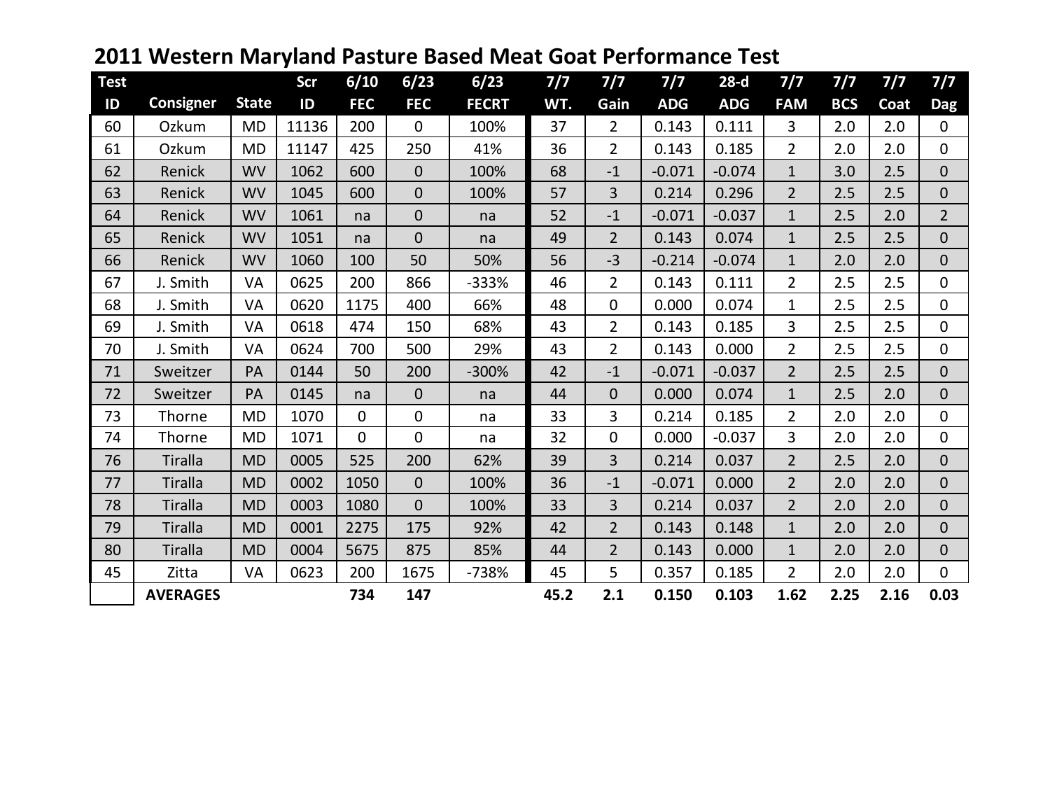## 2011 Western Maryland Pasture Based Meat Goat Performance Test

| Test ID | Consigner | State | Scr ID | 6/10 FEC | 6/23 FEC | 6/23 FECRT | 7/7 WT. | 7/7 Gain | 7/7 ADG | 28-d ADG | 7/7 FAM | 7/7 BCS | 7/7 Coat | 7/7 Dag |
|---|---|---|---|---|---|---|---|---|---|---|---|---|---|---|
| 60 | Ozkum | MD | 11136 | 200 | 0 | 100% | 37 | 2 | 0.143 | 0.111 | 3 | 2.0 | 2.0 | 0 |
| 61 | Ozkum | MD | 11147 | 425 | 250 | 41% | 36 | 2 | 0.143 | 0.185 | 2 | 2.0 | 2.0 | 0 |
| 62 | Renick | WV | 1062 | 600 | 0 | 100% | 68 | -1 | -0.071 | -0.074 | 1 | 3.0 | 2.5 | 0 |
| 63 | Renick | WV | 1045 | 600 | 0 | 100% | 57 | 3 | 0.214 | 0.296 | 2 | 2.5 | 2.5 | 0 |
| 64 | Renick | WV | 1061 | na | 0 | na | 52 | -1 | -0.071 | -0.037 | 1 | 2.5 | 2.0 | 2 |
| 65 | Renick | WV | 1051 | na | 0 | na | 49 | 2 | 0.143 | 0.074 | 1 | 2.5 | 2.5 | 0 |
| 66 | Renick | WV | 1060 | 100 | 50 | 50% | 56 | -3 | -0.214 | -0.074 | 1 | 2.0 | 2.0 | 0 |
| 67 | J. Smith | VA | 0625 | 200 | 866 | -333% | 46 | 2 | 0.143 | 0.111 | 2 | 2.5 | 2.5 | 0 |
| 68 | J. Smith | VA | 0620 | 1175 | 400 | 66% | 48 | 0 | 0.000 | 0.074 | 1 | 2.5 | 2.5 | 0 |
| 69 | J. Smith | VA | 0618 | 474 | 150 | 68% | 43 | 2 | 0.143 | 0.185 | 3 | 2.5 | 2.5 | 0 |
| 70 | J. Smith | VA | 0624 | 700 | 500 | 29% | 43 | 2 | 0.143 | 0.000 | 2 | 2.5 | 2.5 | 0 |
| 71 | Sweitzer | PA | 0144 | 50 | 200 | -300% | 42 | -1 | -0.071 | -0.037 | 2 | 2.5 | 2.5 | 0 |
| 72 | Sweitzer | PA | 0145 | na | 0 | na | 44 | 0 | 0.000 | 0.074 | 1 | 2.5 | 2.0 | 0 |
| 73 | Thorne | MD | 1070 | 0 | 0 | na | 33 | 3 | 0.214 | 0.185 | 2 | 2.0 | 2.0 | 0 |
| 74 | Thorne | MD | 1071 | 0 | 0 | na | 32 | 0 | 0.000 | -0.037 | 3 | 2.0 | 2.0 | 0 |
| 76 | Tiralla | MD | 0005 | 525 | 200 | 62% | 39 | 3 | 0.214 | 0.037 | 2 | 2.5 | 2.0 | 0 |
| 77 | Tiralla | MD | 0002 | 1050 | 0 | 100% | 36 | -1 | -0.071 | 0.000 | 2 | 2.0 | 2.0 | 0 |
| 78 | Tiralla | MD | 0003 | 1080 | 0 | 100% | 33 | 3 | 0.214 | 0.037 | 2 | 2.0 | 2.0 | 0 |
| 79 | Tiralla | MD | 0001 | 2275 | 175 | 92% | 42 | 2 | 0.143 | 0.148 | 1 | 2.0 | 2.0 | 0 |
| 80 | Tiralla | MD | 0004 | 5675 | 875 | 85% | 44 | 2 | 0.143 | 0.000 | 1 | 2.0 | 2.0 | 0 |
| 45 | Zitta | VA | 0623 | 200 | 1675 | -738% | 45 | 5 | 0.357 | 0.185 | 2 | 2.0 | 2.0 | 0 |
| | **AVERAGES** | | | **734** | **147** | | **45.2** | **2.1** | **0.150** | **0.103** | **1.62** | **2.25** | **2.16** | **0.03** |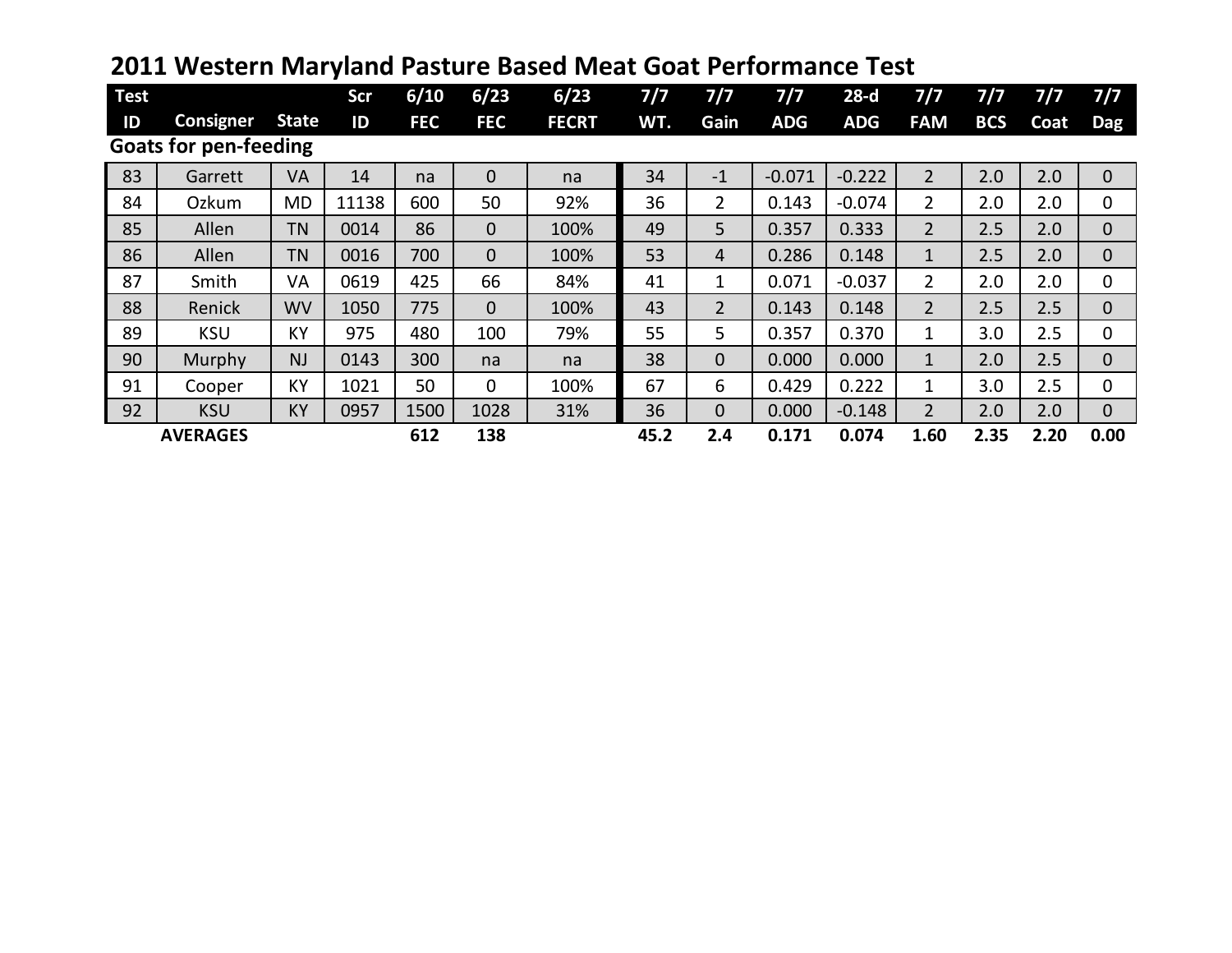## 2011 Western Maryland Pasture Based Meat Goat Performance Test

| Test ID | Consigner | State | Scr ID | 6/10 FEC | 6/23 FEC | 6/23 FECRT | 7/7 WT. | 7/7 Gain | 7/7 ADG | 28-d ADG | 7/7 FAM | 7/7 BCS | 7/7 Coat | 7/7 Dag |
|---|---|---|---|---|---|---|---|---|---|---|---|---|---|---|
| **Goats for pen-feeding** | | | | | | | | | | | | | | |
| 83 | Garrett | VA | 14 | na | 0 | na | 34 | -1 | -0.071 | -0.222 | 2 | 2.0 | 2.0 | 0 |
| 84 | Ozkum | MD | 11138 | 600 | 50 | 92% | 36 | 2 | 0.143 | -0.074 | 2 | 2.0 | 2.0 | 0 |
| 85 | Allen | TN | 0014 | 86 | 0 | 100% | 49 | 5 | 0.357 | 0.333 | 2 | 2.5 | 2.0 | 0 |
| 86 | Allen | TN | 0016 | 700 | 0 | 100% | 53 | 4 | 0.286 | 0.148 | 1 | 2.5 | 2.0 | 0 |
| 87 | Smith | VA | 0619 | 425 | 66 | 84% | 41 | 1 | 0.071 | -0.037 | 2 | 2.0 | 2.0 | 0 |
| 88 | Renick | WV | 1050 | 775 | 0 | 100% | 43 | 2 | 0.143 | 0.148 | 2 | 2.5 | 2.5 | 0 |
| 89 | KSU | KY | 975 | 480 | 100 | 79% | 55 | 5 | 0.357 | 0.370 | 1 | 3.0 | 2.5 | 0 |
| 90 | Murphy | NJ | 0143 | 300 | na | na | 38 | 0 | 0.000 | 0.000 | 1 | 2.0 | 2.5 | 0 |
| 91 | Cooper | KY | 1021 | 50 | 0 | 100% | 67 | 6 | 0.429 | 0.222 | 1 | 3.0 | 2.5 | 0 |
| 92 | KSU | KY | 0957 | 1500 | 1028 | 31% | 36 | 0 | 0.000 | -0.148 | 2 | 2.0 | 2.0 | 0 |
| | **AVERAGES** | | | **612** | **138** | | **45.2** | **2.4** | **0.171** | **0.074** | **1.60** | **2.35** | **2.20** | **0.00** |